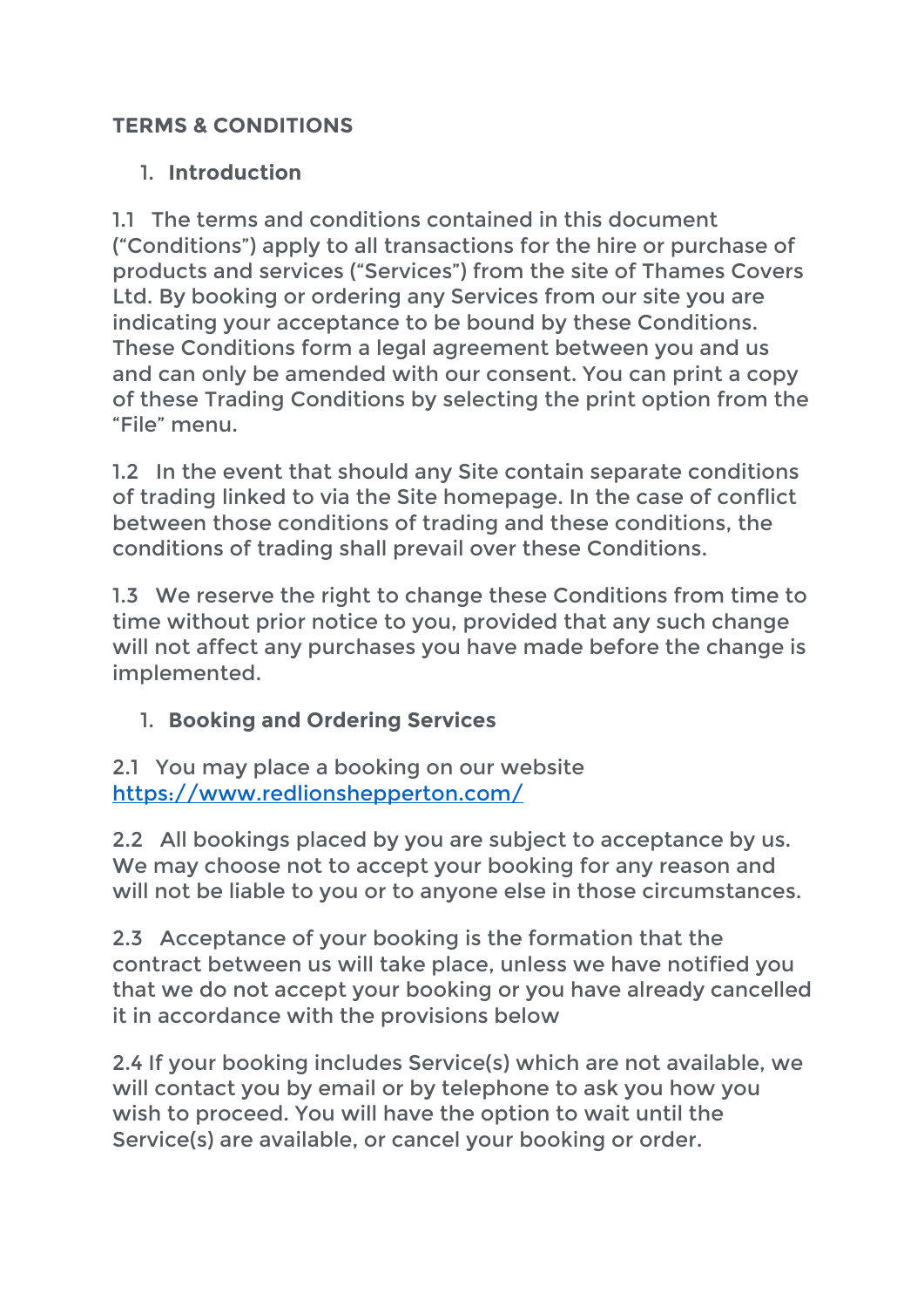**TERMS & CONDITIONS**

1. **Introduction**

1.1 The terms and conditions contained in this document ("Conditions") apply to all transactions for the hire or purchase of products and services ("Services") from the site of Thames Covers Ltd. By booking or ordering any Services from our site you are indicating your acceptance to be bound by these Conditions. These Conditions form a legal agreement between you and us and can only be amended with our consent. You can print a copy of these Trading Conditions by selecting the print option from the "File" menu.

1.2 In the event that should any Site contain separate conditions of trading linked to via the Site homepage. In the case of conflict between those conditions of trading and these conditions, the conditions of trading shall prevail over these Conditions.

1.3 We reserve the right to change these Conditions from time to time without prior notice to you, provided that any such change will not affect any purchases you have made before the change is implemented.

1. **Booking and Ordering Services**

2.1 You may place a booking on our website [https://www.redlionshepperton.com/](https://www.redlionshepperton.com/)

2.2 All bookings placed by you are subject to acceptance by us. We may choose not to accept your booking for any reason and will not be liable to you or to anyone else in those circumstances.

2.3 Acceptance of your booking is the formation that the contract between us will take place, unless we have notified you that we do not accept your booking or you have already cancelled it in accordance with the provisions below

2.4 If your booking includes Service(s) which are not available, we will contact you by email or by telephone to ask you how you wish to proceed. You will have the option to wait until the Service(s) are available, or cancel your booking or order.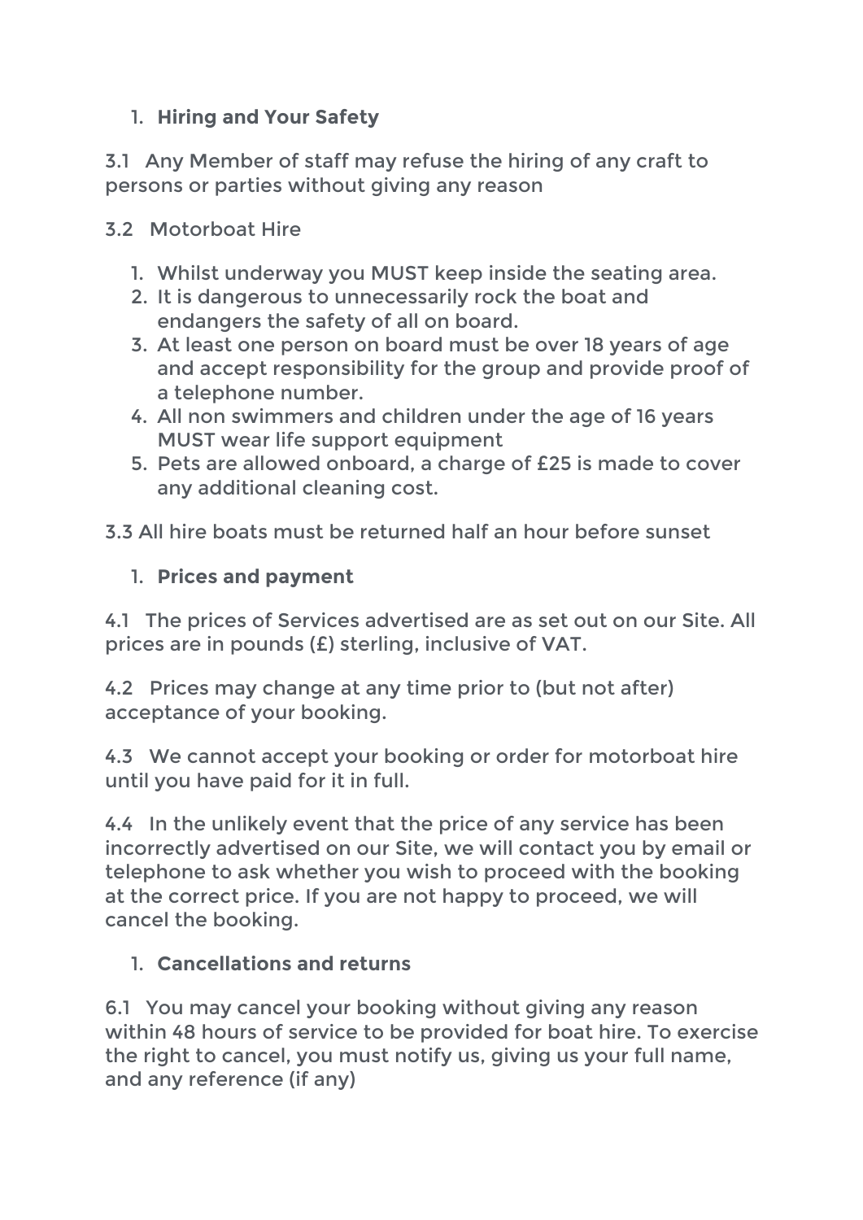1. **Hiring and Your Safety**

3.1 Any Member of staff may refuse the hiring of any craft to persons or parties without giving any reason

3.2 Motorboat Hire

1. Whilst underway you MUST keep inside the seating area.
2. It is dangerous to unnecessarily rock the boat and endangers the safety of all on board.
3. At least one person on board must be over 18 years of age and accept responsibility for the group and provide proof of a telephone number.
4. All non swimmers and children under the age of 16 years MUST wear life support equipment
5. Pets are allowed onboard, a charge of £25 is made to cover any additional cleaning cost.

3.3 All hire boats must be returned half an hour before sunset

1. **Prices and payment**

4.1 The prices of Services advertised are as set out on our Site. All prices are in pounds (£) sterling, inclusive of VAT.

4.2 Prices may change at any time prior to (but not after) acceptance of your booking.

4.3 We cannot accept your booking or order for motorboat hire until you have paid for it in full.

4.4 In the unlikely event that the price of any service has been incorrectly advertised on our Site, we will contact you by email or telephone to ask whether you wish to proceed with the booking at the correct price. If you are not happy to proceed, we will cancel the booking.

1. **Cancellations and returns**

6.1 You may cancel your booking without giving any reason within 48 hours of service to be provided for boat hire. To exercise the right to cancel, you must notify us, giving us your full name, and any reference (if any)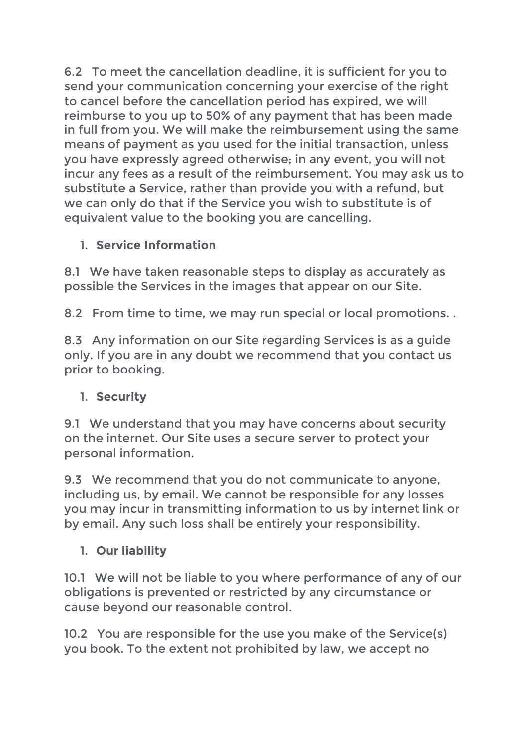6.2 To meet the cancellation deadline, it is sufficient for you to send your communication concerning your exercise of the right to cancel before the cancellation period has expired, we will reimburse to you up to 50% of any payment that has been made in full from you. We will make the reimbursement using the same means of payment as you used for the initial transaction, unless you have expressly agreed otherwise; in any event, you will not incur any fees as a result of the reimbursement. You may ask us to substitute a Service, rather than provide you with a refund, but we can only do that if the Service you wish to substitute is of equivalent value to the booking you are cancelling.

1. **Service Information**

8.1 We have taken reasonable steps to display as accurately as possible the Services in the images that appear on our Site.

8.2 From time to time, we may run special or local promotions. .

8.3 Any information on our Site regarding Services is as a guide only. If you are in any doubt we recommend that you contact us prior to booking.

1. **Security**

9.1 We understand that you may have concerns about security on the internet. Our Site uses a secure server to protect your personal information.

9.3 We recommend that you do not communicate to anyone, including us, by email. We cannot be responsible for any losses you may incur in transmitting information to us by internet link or by email. Any such loss shall be entirely your responsibility.

1. **Our liability**

10.1 We will not be liable to you where performance of any of our obligations is prevented or restricted by any circumstance or cause beyond our reasonable control.

10.2 You are responsible for the use you make of the Service(s) you book. To the extent not prohibited by law, we accept no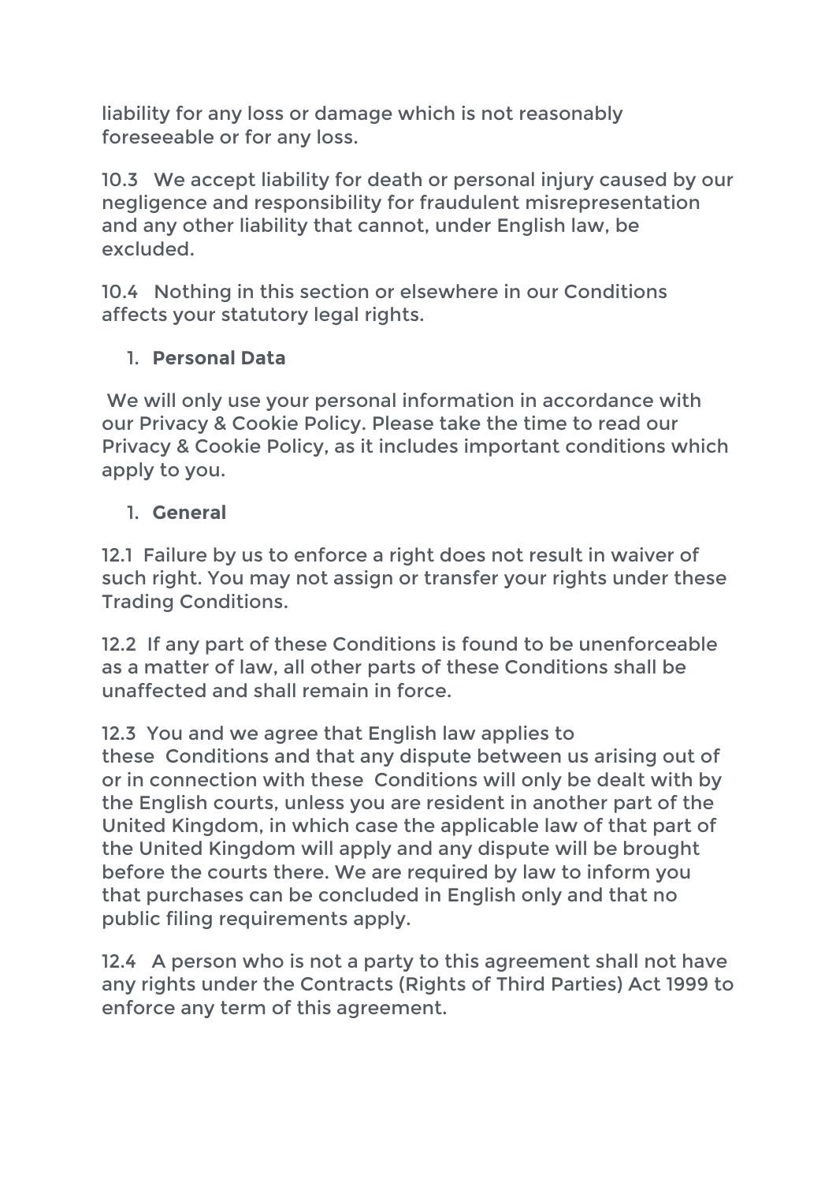liability for any loss or damage which is not reasonably foreseeable or for any loss.

10.3 We accept liability for death or personal injury caused by our negligence and responsibility for fraudulent misrepresentation and any other liability that cannot, under English law, be excluded.

10.4 Nothing in this section or elsewhere in our Conditions affects your statutory legal rights.

1. **Personal Data**

We will only use your personal information in accordance with our Privacy & Cookie Policy. Please take the time to read our Privacy & Cookie Policy, as it includes important conditions which apply to you.

1. **General**

12.1 Failure by us to enforce a right does not result in waiver of such right. You may not assign or transfer your rights under these Trading Conditions.

12.2 If any part of these Conditions is found to be unenforceable as a matter of law, all other parts of these Conditions shall be unaffected and shall remain in force.

12.3 You and we agree that English law applies to these Conditions and that any dispute between us arising out of or in connection with these Conditions will only be dealt with by the English courts, unless you are resident in another part of the United Kingdom, in which case the applicable law of that part of the United Kingdom will apply and any dispute will be brought before the courts there. We are required by law to inform you that purchases can be concluded in English only and that no public filing requirements apply.

12.4 A person who is not a party to this agreement shall not have any rights under the Contracts (Rights of Third Parties) Act 1999 to enforce any term of this agreement.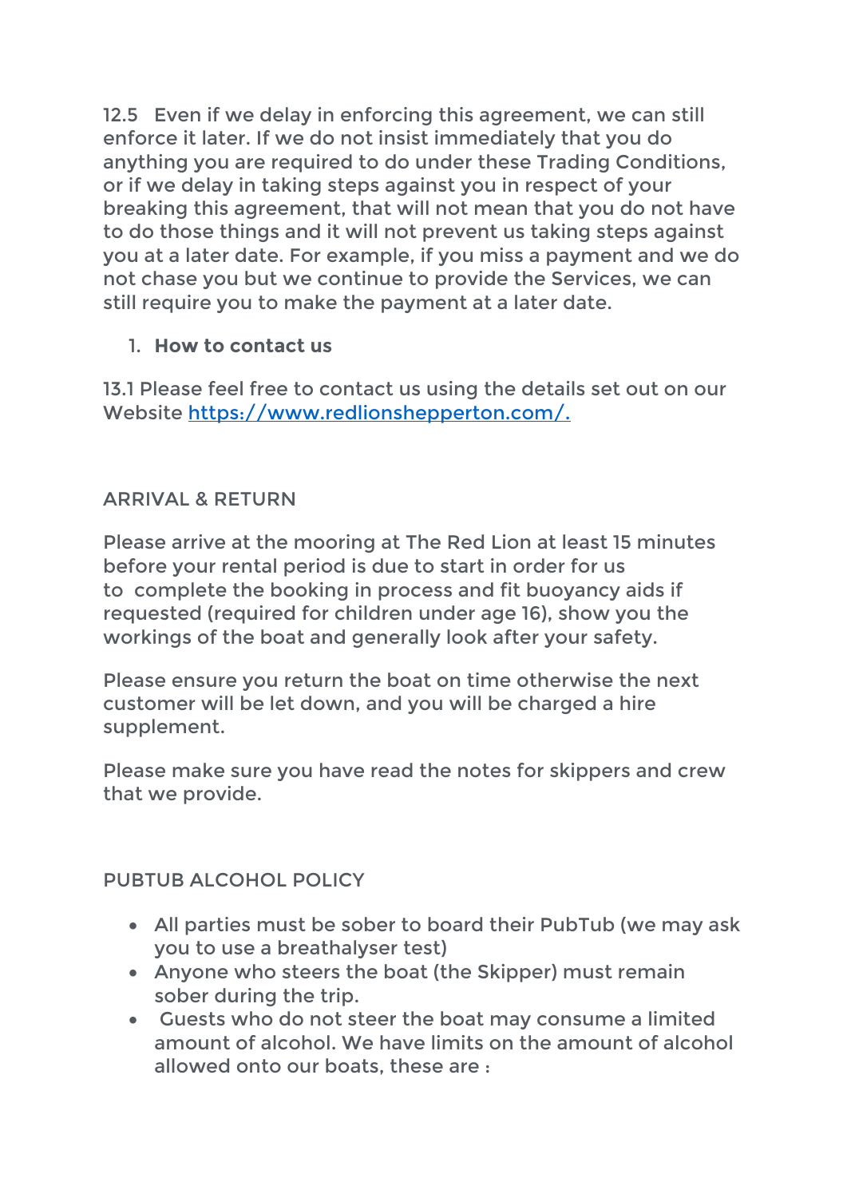12.5 Even if we delay in enforcing this agreement, we can still enforce it later. If we do not insist immediately that you do anything you are required to do under these Trading Conditions, or if we delay in taking steps against you in respect of your breaking this agreement, that will not mean that you do not have to do those things and it will not prevent us taking steps against you at a later date. For example, if you miss a payment and we do not chase you but we continue to provide the Services, we can still require you to make the payment at a later date.

1. **How to contact us**

13.1 Please feel free to contact us using the details set out on our Website [https://www.redlionshepperton.com/.](https://www.redlionshepperton.com/)

ARRIVAL & RETURN

Please arrive at the mooring at The Red Lion at least 15 minutes before your rental period is due to start in order for us to complete the booking in process and fit buoyancy aids if requested (required for children under age 16), show you the workings of the boat and generally look after your safety.

Please ensure you return the boat on time otherwise the next customer will be let down, and you will be charged a hire supplement.

Please make sure you have read the notes for skippers and crew that we provide.

PUBTUB ALCOHOL POLICY

- All parties must be sober to board their PubTub (we may ask you to use a breathalyser test)
- Anyone who steers the boat (the Skipper) must remain sober during the trip.
- Guests who do not steer the boat may consume a limited amount of alcohol. We have limits on the amount of alcohol allowed onto our boats, these are :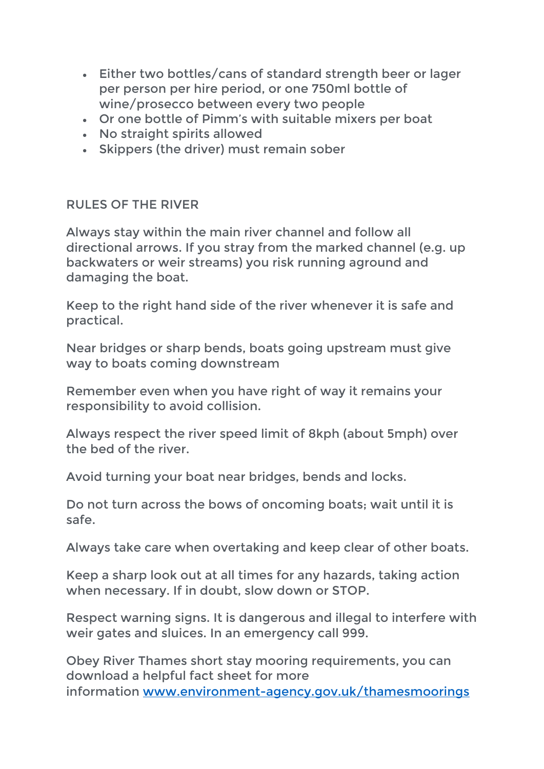- Either two bottles/cans of standard strength beer or lager per person per hire period, or one 750ml bottle of wine/prosecco between every two people
- Or one bottle of Pimm's with suitable mixers per boat
- No straight spirits allowed
- Skippers (the driver) must remain sober

## RULES OF THE RIVER

Always stay within the main river channel and follow all directional arrows. If you stray from the marked channel (e.g. up backwaters or weir streams) you risk running aground and damaging the boat.

Keep to the right hand side of the river whenever it is safe and practical.

Near bridges or sharp bends, boats going upstream must give way to boats coming downstream

Remember even when you have right of way it remains your responsibility to avoid collision.

Always respect the river speed limit of 8kph (about 5mph) over the bed of the river.

Avoid turning your boat near bridges, bends and locks.

Do not turn across the bows of oncoming boats; wait until it is safe.

Always take care when overtaking and keep clear of other boats.

Keep a sharp look out at all times for any hazards, taking action when necessary. If in doubt, slow down or STOP.

Respect warning signs. It is dangerous and illegal to interfere with weir gates and sluices. In an emergency call 999.

Obey River Thames short stay mooring requirements, you can download a helpful fact sheet for more information [www.environment-agency.gov.uk/thamesmoorings](http://www.environment-agency.gov.uk/thamesmoorings)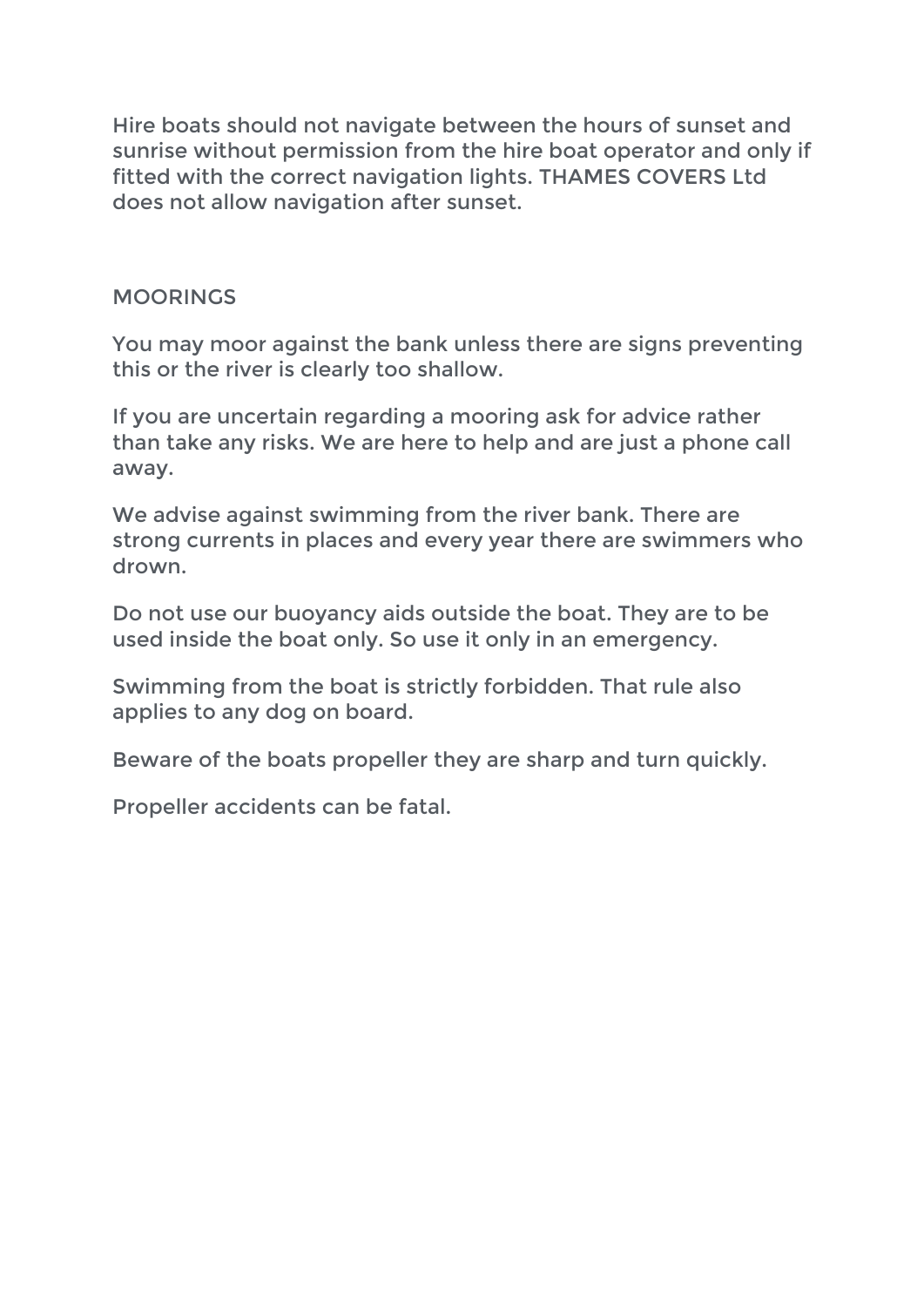Hire boats should not navigate between the hours of sunset and sunrise without permission from the hire boat operator and only if fitted with the correct navigation lights. THAMES COVERS Ltd does not allow navigation after sunset.

## MOORINGS

You may moor against the bank unless there are signs preventing this or the river is clearly too shallow.

If you are uncertain regarding a mooring ask for advice rather than take any risks. We are here to help and are just a phone call away.

We advise against swimming from the river bank. There are strong currents in places and every year there are swimmers who drown.

Do not use our buoyancy aids outside the boat. They are to be used inside the boat only. So use it only in an emergency.

Swimming from the boat is strictly forbidden. That rule also applies to any dog on board.

Beware of the boats propeller they are sharp and turn quickly.

Propeller accidents can be fatal.